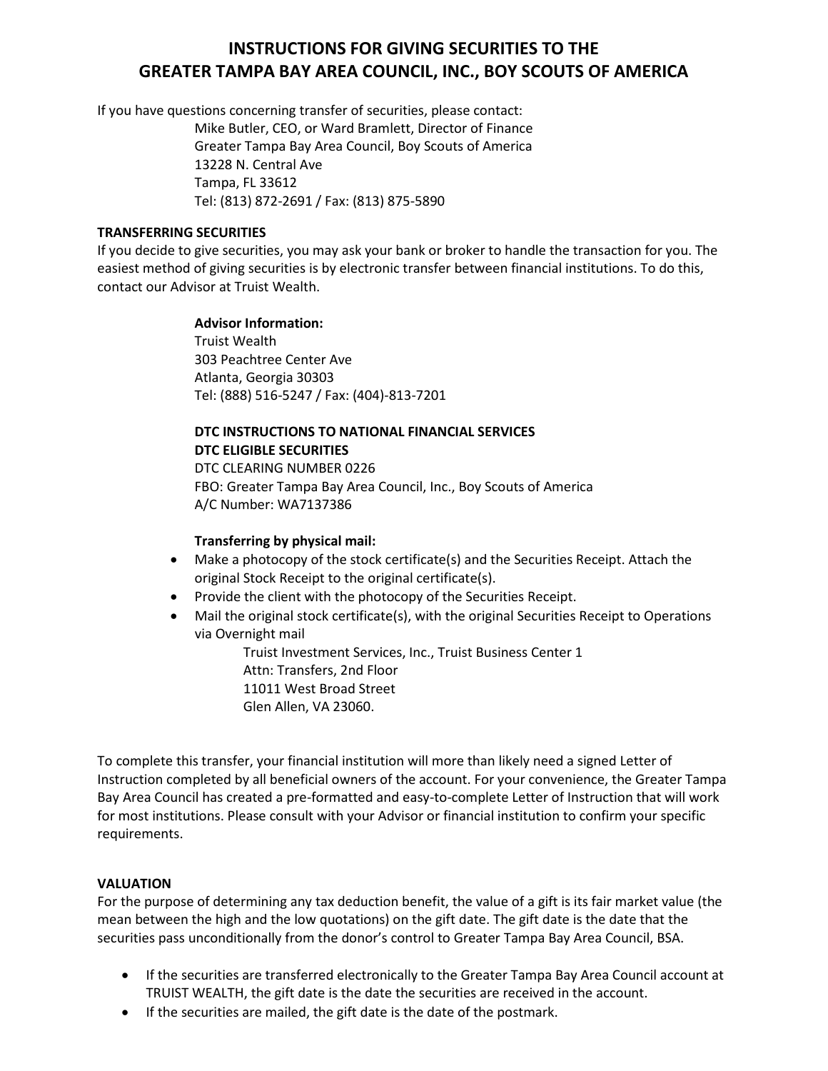# INSTRUCTIONS FOR GIVING SECURITIES TO THE GREATER TAMPA BAY AREA COUNCIL, INC., BOY SCOUTS OF AMERICA

If you have questions concerning transfer of securities, please contact:

Mike Butler, CEO, or Ward Bramlett, Director of Finance
Greater Tampa Bay Area Council, Boy Scouts of America
13228 N. Central Ave
Tampa, FL 33612
Tel: (813) 872-2691 / Fax: (813) 875-5890

**TRANSFERRING SECURITIES**

If you decide to give securities, you may ask your bank or broker to handle the transaction for you. The easiest method of giving securities is by electronic transfer between financial institutions. To do this, contact our Advisor at Truist Wealth.

**Advisor Information:**
Truist Wealth
303 Peachtree Center Ave
Atlanta, Georgia 30303
Tel: (888) 516-5247 / Fax: (404)-813-7201

**DTC INSTRUCTIONS TO NATIONAL FINANCIAL SERVICES**
**DTC ELIGIBLE SECURITIES**
DTC CLEARING NUMBER 0226
FBO: Greater Tampa Bay Area Council, Inc., Boy Scouts of America
A/C Number: WA7137386

**Transferring by physical mail:**

- Make a photocopy of the stock certificate(s) and the Securities Receipt. Attach the original Stock Receipt to the original certificate(s).
- Provide the client with the photocopy of the Securities Receipt.
- Mail the original stock certificate(s), with the original Securities Receipt to Operations via Overnight mail

  Truist Investment Services, Inc., Truist Business Center 1
  Attn: Transfers, 2nd Floor
  11011 West Broad Street
  Glen Allen, VA 23060.

To complete this transfer, your financial institution will more than likely need a signed Letter of Instruction completed by all beneficial owners of the account. For your convenience, the Greater Tampa Bay Area Council has created a pre-formatted and easy-to-complete Letter of Instruction that will work for most institutions. Please consult with your Advisor or financial institution to confirm your specific requirements.

**VALUATION**

For the purpose of determining any tax deduction benefit, the value of a gift is its fair market value (the mean between the high and the low quotations) on the gift date. The gift date is the date that the securities pass unconditionally from the donor's control to Greater Tampa Bay Area Council, BSA.

- If the securities are transferred electronically to the Greater Tampa Bay Area Council account at TRUIST WEALTH, the gift date is the date the securities are received in the account.
- If the securities are mailed, the gift date is the date of the postmark.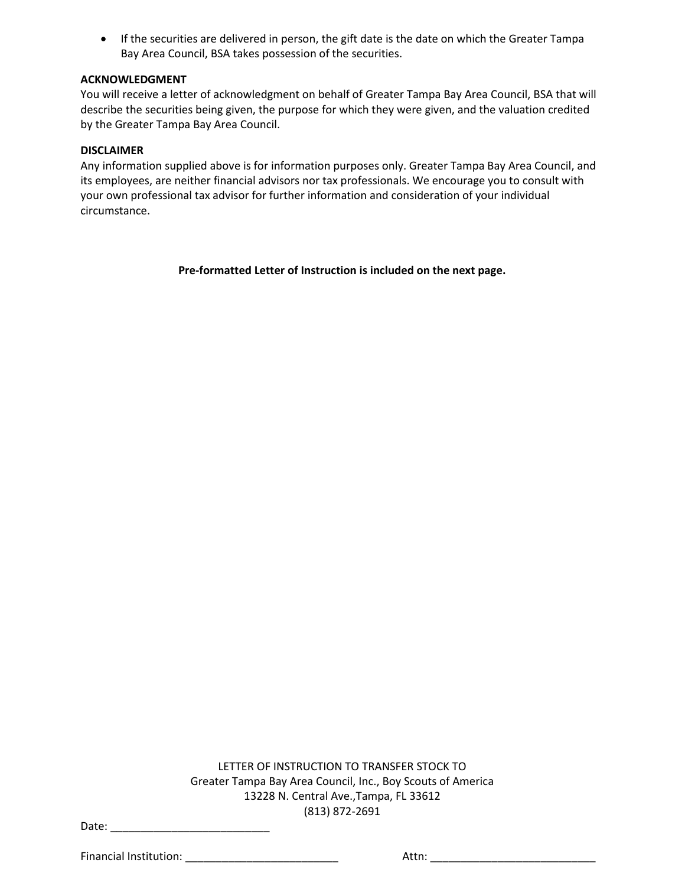- If the securities are delivered in person, the gift date is the date on which the Greater Tampa Bay Area Council, BSA takes possession of the securities.

**ACKNOWLEDGMENT**

You will receive a letter of acknowledgment on behalf of Greater Tampa Bay Area Council, BSA that will describe the securities being given, the purpose for which they were given, and the valuation credited by the Greater Tampa Bay Area Council.

**DISCLAIMER**

Any information supplied above is for information purposes only. Greater Tampa Bay Area Council, and its employees, are neither financial advisors nor tax professionals. We encourage you to consult with your own professional tax advisor for further information and consideration of your individual circumstance.

**Pre-formatted Letter of Instruction is included on the next page.**

LETTER OF INSTRUCTION TO TRANSFER STOCK TO
Greater Tampa Bay Area Council, Inc., Boy Scouts of America
13228 N. Central Ave.,Tampa, FL 33612
(813) 872-2691

Date: ___________________________

Financial Institution: __________________________ Attn: ____________________________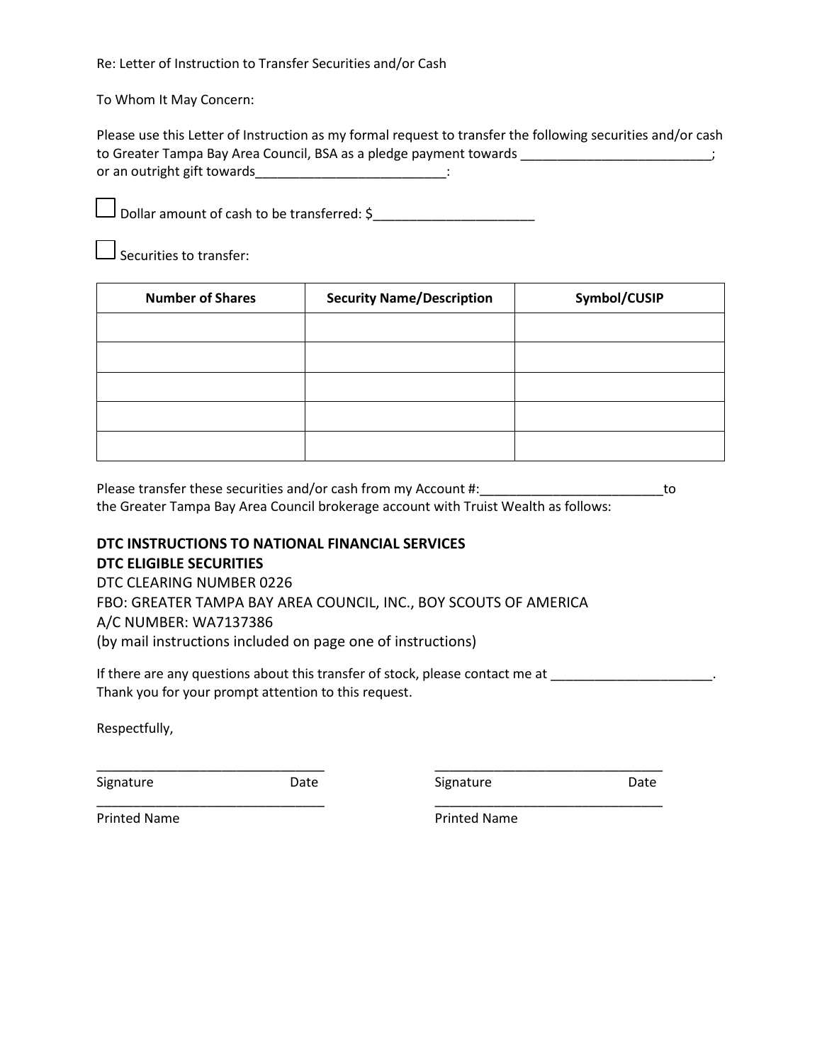Re: Letter of Instruction to Transfer Securities and/or Cash

To Whom It May Concern:

Please use this Letter of Instruction as my formal request to transfer the following securities and/or cash to Greater Tampa Bay Area Council, BSA as a pledge payment towards __________________________; or an outright gift towards__________________________:

☐ Dollar amount of cash to be transferred: $______________________

☐ Securities to transfer:

| Number of Shares | Security Name/Description | Symbol/CUSIP |
|---|---|---|
| | | |
| | | |
| | | |
| | | |
| | | |

Please transfer these securities and/or cash from my Account #:_________________________to the Greater Tampa Bay Area Council brokerage account with Truist Wealth as follows:

**DTC INSTRUCTIONS TO NATIONAL FINANCIAL SERVICES**
**DTC ELIGIBLE SECURITIES**
DTC CLEARING NUMBER 0226
FBO: GREATER TAMPA BAY AREA COUNCIL, INC., BOY SCOUTS OF AMERICA
A/C NUMBER: WA7137386
(by mail instructions included on page one of instructions)

If there are any questions about this transfer of stock, please contact me at ______________________. Thank you for your prompt attention to this request.

Respectfully,

________________________________
Signature Date

________________________________
Printed Name

________________________________
Signature Date

________________________________
Printed Name